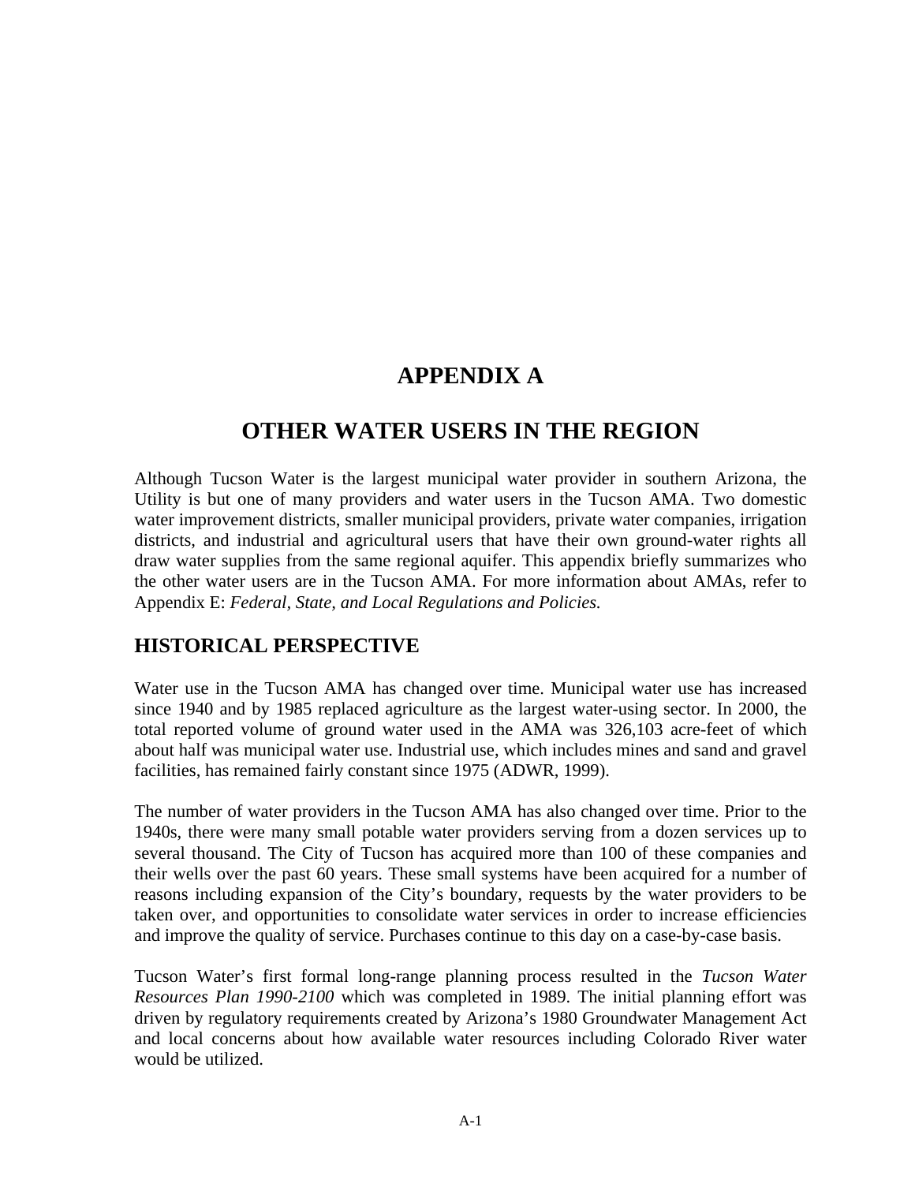# APPENDIX A

# OTHER WATER USERS IN THE REGION

Although Tucson Water is the largest municipal water provider in southern Arizona, the Utility is but one of many providers and water users in the Tucson AMA. Two domestic water improvement districts, smaller municipal providers, private water companies, irrigation districts, and industrial and agricultural users that have their own ground-water rights all draw water supplies from the same regional aquifer. This appendix briefly summarizes who the other water users are in the Tucson AMA. For more information about AMAs, refer to Appendix E: *Federal, State, and Local Regulations and Policies.*

## HISTORICAL PERSPECTIVE

Water use in the Tucson AMA has changed over time. Municipal water use has increased since 1940 and by 1985 replaced agriculture as the largest water-using sector. In 2000, the total reported volume of ground water used in the AMA was 326,103 acre-feet of which about half was municipal water use. Industrial use, which includes mines and sand and gravel facilities, has remained fairly constant since 1975 (ADWR, 1999).

The number of water providers in the Tucson AMA has also changed over time. Prior to the 1940s, there were many small potable water providers serving from a dozen services up to several thousand. The City of Tucson has acquired more than 100 of these companies and their wells over the past 60 years. These small systems have been acquired for a number of reasons including expansion of the City's boundary, requests by the water providers to be taken over, and opportunities to consolidate water services in order to increase efficiencies and improve the quality of service. Purchases continue to this day on a case-by-case basis.

Tucson Water's first formal long-range planning process resulted in the *Tucson Water Resources Plan 1990-2100* which was completed in 1989. The initial planning effort was driven by regulatory requirements created by Arizona's 1980 Groundwater Management Act and local concerns about how available water resources including Colorado River water would be utilized.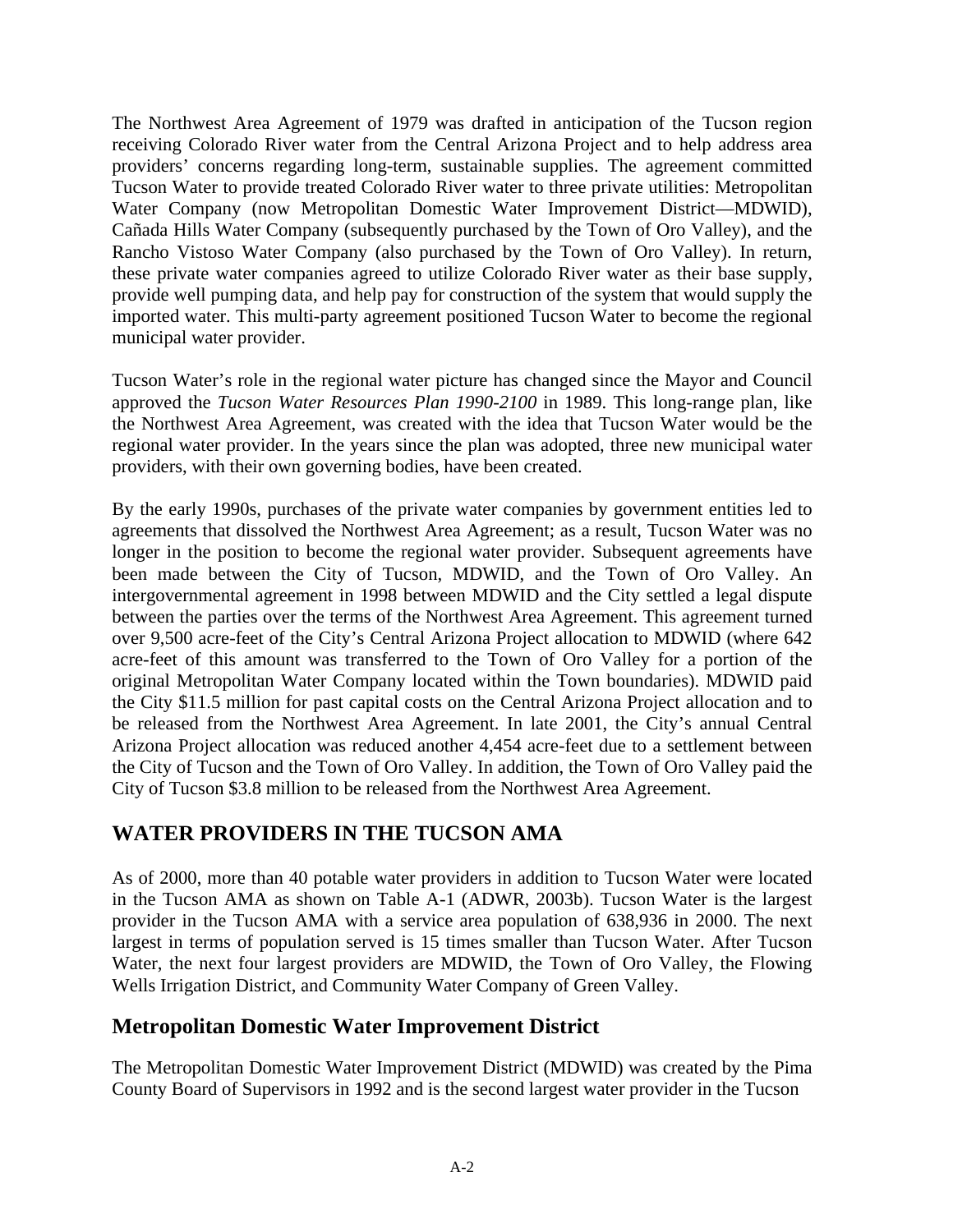The Northwest Area Agreement of 1979 was drafted in anticipation of the Tucson region receiving Colorado River water from the Central Arizona Project and to help address area providers' concerns regarding long-term, sustainable supplies. The agreement committed Tucson Water to provide treated Colorado River water to three private utilities: Metropolitan Water Company (now Metropolitan Domestic Water Improvement District—MDWID), Cañada Hills Water Company (subsequently purchased by the Town of Oro Valley), and the Rancho Vistoso Water Company (also purchased by the Town of Oro Valley). In return, these private water companies agreed to utilize Colorado River water as their base supply, provide well pumping data, and help pay for construction of the system that would supply the imported water. This multi-party agreement positioned Tucson Water to become the regional municipal water provider.

Tucson Water's role in the regional water picture has changed since the Mayor and Council approved the *Tucson Water Resources Plan 1990-2100* in 1989. This long-range plan, like the Northwest Area Agreement, was created with the idea that Tucson Water would be the regional water provider. In the years since the plan was adopted, three new municipal water providers, with their own governing bodies, have been created.

By the early 1990s, purchases of the private water companies by government entities led to agreements that dissolved the Northwest Area Agreement; as a result, Tucson Water was no longer in the position to become the regional water provider. Subsequent agreements have been made between the City of Tucson, MDWID, and the Town of Oro Valley. An intergovernmental agreement in 1998 between MDWID and the City settled a legal dispute between the parties over the terms of the Northwest Area Agreement. This agreement turned over 9,500 acre-feet of the City's Central Arizona Project allocation to MDWID (where 642 acre-feet of this amount was transferred to the Town of Oro Valley for a portion of the original Metropolitan Water Company located within the Town boundaries). MDWID paid the City $11.5 million for past capital costs on the Central Arizona Project allocation and to be released from the Northwest Area Agreement. In late 2001, the City's annual Central Arizona Project allocation was reduced another 4,454 acre-feet due to a settlement between the City of Tucson and the Town of Oro Valley. In addition, the Town of Oro Valley paid the City of Tucson $3.8 million to be released from the Northwest Area Agreement.

## WATER PROVIDERS IN THE TUCSON AMA

As of 2000, more than 40 potable water providers in addition to Tucson Water were located in the Tucson AMA as shown on Table A-1 (ADWR, 2003b). Tucson Water is the largest provider in the Tucson AMA with a service area population of 638,936 in 2000. The next largest in terms of population served is 15 times smaller than Tucson Water. After Tucson Water, the next four largest providers are MDWID, the Town of Oro Valley, the Flowing Wells Irrigation District, and Community Water Company of Green Valley.

### Metropolitan Domestic Water Improvement District

The Metropolitan Domestic Water Improvement District (MDWID) was created by the Pima County Board of Supervisors in 1992 and is the second largest water provider in the Tucson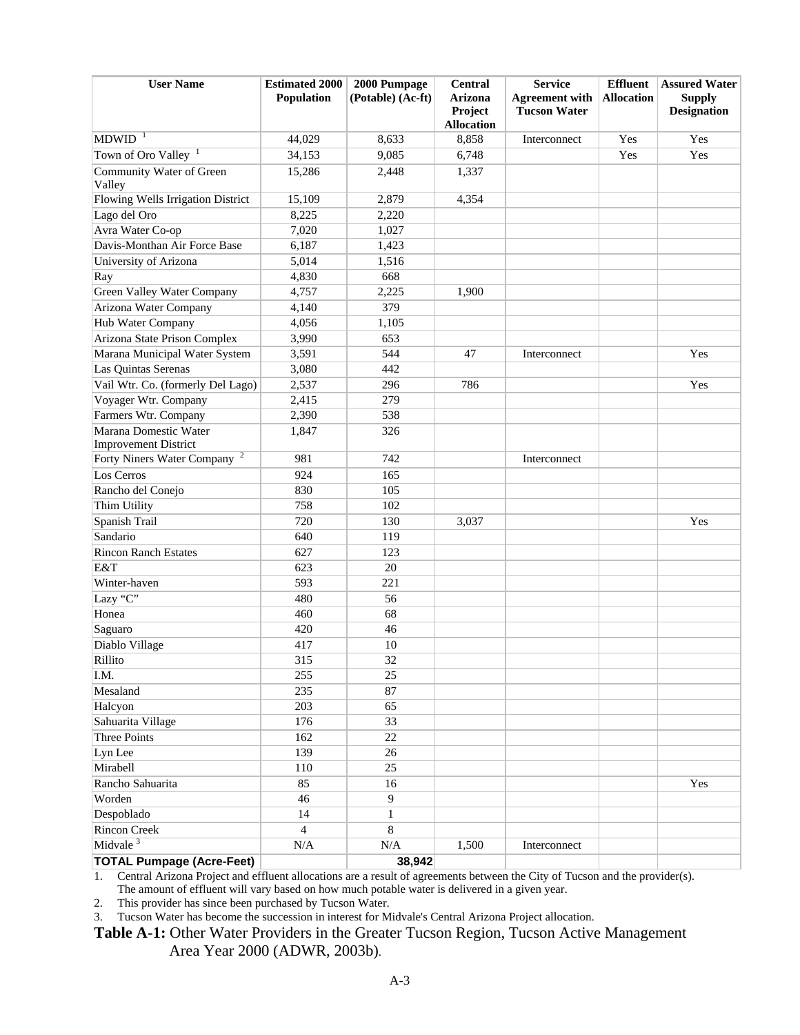| User Name | Estimated 2000 Population | 2000 Pumpage (Potable) (Ac-ft) | Central Arizona Project Allocation | Service Agreement with Tucson Water | Effluent Allocation | Assured Water Supply Designation |
|---|---|---|---|---|---|---|
| MDWID [1] | 44,029 | 8,633 | 8,858 | Interconnect | Yes | Yes |
| Town of Oro Valley [1] | 34,153 | 9,085 | 6,748 | | Yes | Yes |
| Community Water of Green Valley | 15,286 | 2,448 | 1,337 | | | |
| Flowing Wells Irrigation District | 15,109 | 2,879 | 4,354 | | | |
| Lago del Oro | 8,225 | 2,220 | | | | |
| Avra Water Co-op | 7,020 | 1,027 | | | | |
| Davis-Monthan Air Force Base | 6,187 | 1,423 | | | | |
| University of Arizona | 5,014 | 1,516 | | | | |
| Ray | 4,830 | 668 | | | | |
| Green Valley Water Company | 4,757 | 2,225 | 1,900 | | | |
| Arizona Water Company | 4,140 | 379 | | | | |
| Hub Water Company | 4,056 | 1,105 | | | | |
| Arizona State Prison Complex | 3,990 | 653 | | | | |
| Marana Municipal Water System | 3,591 | 544 | 47 | Interconnect | | Yes |
| Las Quintas Serenas | 3,080 | 442 | | | | |
| Vail Wtr. Co. (formerly Del Lago) | 2,537 | 296 | 786 | | | Yes |
| Voyager Wtr. Company | 2,415 | 279 | | | | |
| Farmers Wtr. Company | 2,390 | 538 | | | | |
| Marana Domestic Water Improvement District | 1,847 | 326 | | | | |
| Forty Niners Water Company [2] | 981 | 742 | | Interconnect | | |
| Los Cerros | 924 | 165 | | | | |
| Rancho del Conejo | 830 | 105 | | | | |
| Thim Utility | 758 | 102 | | | | |
| Spanish Trail | 720 | 130 | 3,037 | | | Yes |
| Sandario | 640 | 119 | | | | |
| Rincon Ranch Estates | 627 | 123 | | | | |
| E&T | 623 | 20 | | | | |
| Winter-haven | 593 | 221 | | | | |
| Lazy "C" | 480 | 56 | | | | |
| Honea | 460 | 68 | | | | |
| Saguaro | 420 | 46 | | | | |
| Diablo Village | 417 | 10 | | | | |
| Rillito | 315 | 32 | | | | |
| I.M. | 255 | 25 | | | | |
| Mesaland | 235 | 87 | | | | |
| Halcyon | 203 | 65 | | | | |
| Sahuarita Village | 176 | 33 | | | | |
| Three Points | 162 | 22 | | | | |
| Lyn Lee | 139 | 26 | | | | |
| Mirabell | 110 | 25 | | | | |
| Rancho Sahuarita | 85 | 16 | | | | Yes |
| Worden | 46 | 9 | | | | |
| Despoblado | 14 | 1 | | | | |
| Rincon Creek | 4 | 8 | | | | |
| Midvale [3] | N/A | N/A | 1,500 | Interconnect | | |
| **TOTAL Pumpage (Acre-Feet)** | | **38,942** | | | | |

1. Central Arizona Project and effluent allocations are a result of agreements between the City of Tucson and the provider(s). The amount of effluent will vary based on how much potable water is delivered in a given year.
2. This provider has since been purchased by Tucson Water.
3. Tucson Water has become the succession in interest for Midvale's Central Arizona Project allocation.

**Table A-1:** Other Water Providers in the Greater Tucson Region, Tucson Active Management Area Year 2000 (ADWR, 2003b).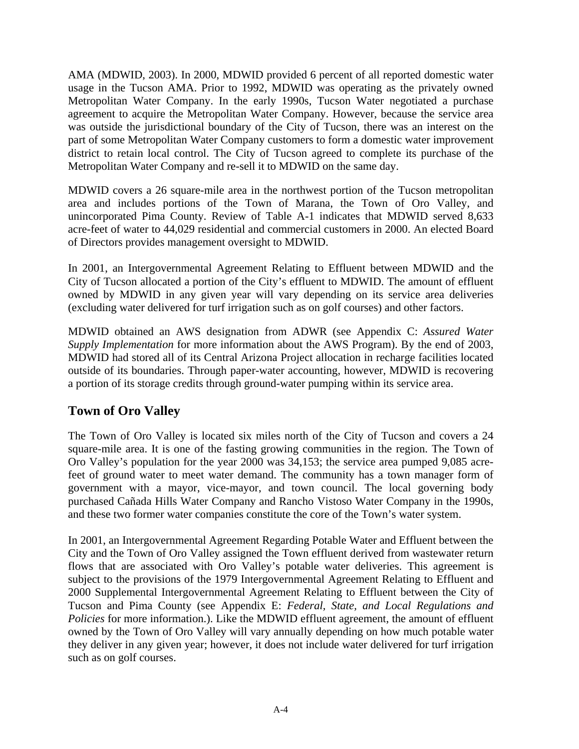AMA (MDWID, 2003). In 2000, MDWID provided 6 percent of all reported domestic water usage in the Tucson AMA. Prior to 1992, MDWID was operating as the privately owned Metropolitan Water Company. In the early 1990s, Tucson Water negotiated a purchase agreement to acquire the Metropolitan Water Company. However, because the service area was outside the jurisdictional boundary of the City of Tucson, there was an interest on the part of some Metropolitan Water Company customers to form a domestic water improvement district to retain local control. The City of Tucson agreed to complete its purchase of the Metropolitan Water Company and re-sell it to MDWID on the same day.

MDWID covers a 26 square-mile area in the northwest portion of the Tucson metropolitan area and includes portions of the Town of Marana, the Town of Oro Valley, and unincorporated Pima County. Review of Table A-1 indicates that MDWID served 8,633 acre-feet of water to 44,029 residential and commercial customers in 2000. An elected Board of Directors provides management oversight to MDWID.

In 2001, an Intergovernmental Agreement Relating to Effluent between MDWID and the City of Tucson allocated a portion of the City's effluent to MDWID. The amount of effluent owned by MDWID in any given year will vary depending on its service area deliveries (excluding water delivered for turf irrigation such as on golf courses) and other factors.

MDWID obtained an AWS designation from ADWR (see Appendix C: *Assured Water Supply Implementation* for more information about the AWS Program). By the end of 2003, MDWID had stored all of its Central Arizona Project allocation in recharge facilities located outside of its boundaries. Through paper-water accounting, however, MDWID is recovering a portion of its storage credits through ground-water pumping within its service area.

## Town of Oro Valley

The Town of Oro Valley is located six miles north of the City of Tucson and covers a 24 square-mile area. It is one of the fasting growing communities in the region. The Town of Oro Valley's population for the year 2000 was 34,153; the service area pumped 9,085 acre-feet of ground water to meet water demand. The community has a town manager form of government with a mayor, vice-mayor, and town council. The local governing body purchased Cañada Hills Water Company and Rancho Vistoso Water Company in the 1990s, and these two former water companies constitute the core of the Town's water system.

In 2001, an Intergovernmental Agreement Regarding Potable Water and Effluent between the City and the Town of Oro Valley assigned the Town effluent derived from wastewater return flows that are associated with Oro Valley's potable water deliveries. This agreement is subject to the provisions of the 1979 Intergovernmental Agreement Relating to Effluent and 2000 Supplemental Intergovernmental Agreement Relating to Effluent between the City of Tucson and Pima County (see Appendix E: *Federal, State, and Local Regulations and Policies* for more information.). Like the MDWID effluent agreement, the amount of effluent owned by the Town of Oro Valley will vary annually depending on how much potable water they deliver in any given year; however, it does not include water delivered for turf irrigation such as on golf courses.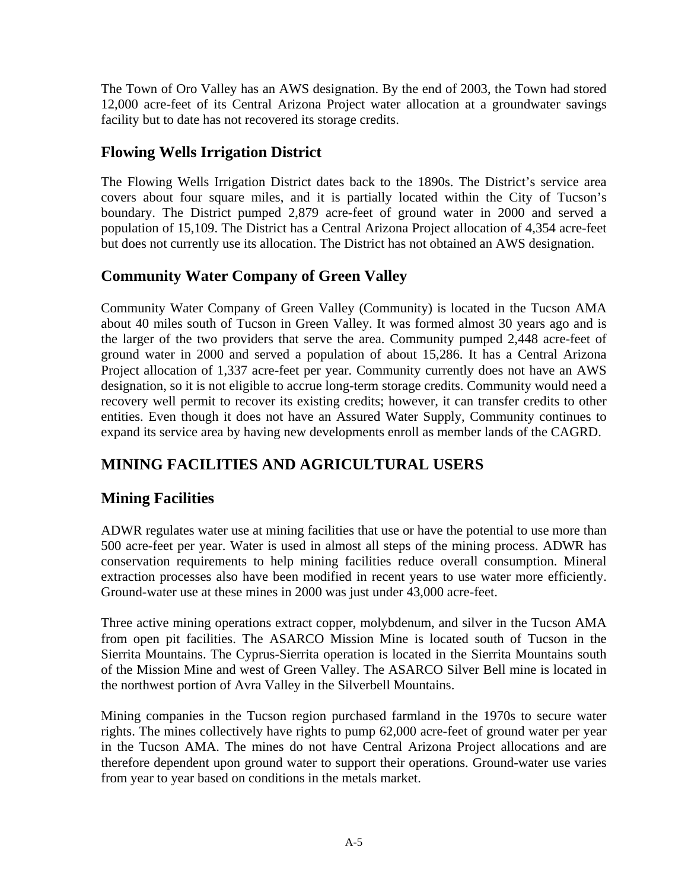The Town of Oro Valley has an AWS designation. By the end of 2003, the Town had stored 12,000 acre-feet of its Central Arizona Project water allocation at a groundwater savings facility but to date has not recovered its storage credits.

## Flowing Wells Irrigation District

The Flowing Wells Irrigation District dates back to the 1890s. The District's service area covers about four square miles, and it is partially located within the City of Tucson's boundary. The District pumped 2,879 acre-feet of ground water in 2000 and served a population of 15,109. The District has a Central Arizona Project allocation of 4,354 acre-feet but does not currently use its allocation. The District has not obtained an AWS designation.

## Community Water Company of Green Valley

Community Water Company of Green Valley (Community) is located in the Tucson AMA about 40 miles south of Tucson in Green Valley. It was formed almost 30 years ago and is the larger of the two providers that serve the area. Community pumped 2,448 acre-feet of ground water in 2000 and served a population of about 15,286. It has a Central Arizona Project allocation of 1,337 acre-feet per year. Community currently does not have an AWS designation, so it is not eligible to accrue long-term storage credits. Community would need a recovery well permit to recover its existing credits; however, it can transfer credits to other entities. Even though it does not have an Assured Water Supply, Community continues to expand its service area by having new developments enroll as member lands of the CAGRD.

# MINING FACILITIES AND AGRICULTURAL USERS

## Mining Facilities

ADWR regulates water use at mining facilities that use or have the potential to use more than 500 acre-feet per year. Water is used in almost all steps of the mining process. ADWR has conservation requirements to help mining facilities reduce overall consumption. Mineral extraction processes also have been modified in recent years to use water more efficiently. Ground-water use at these mines in 2000 was just under 43,000 acre-feet.

Three active mining operations extract copper, molybdenum, and silver in the Tucson AMA from open pit facilities. The ASARCO Mission Mine is located south of Tucson in the Sierrita Mountains. The Cyprus-Sierrita operation is located in the Sierrita Mountains south of the Mission Mine and west of Green Valley. The ASARCO Silver Bell mine is located in the northwest portion of Avra Valley in the Silverbell Mountains.

Mining companies in the Tucson region purchased farmland in the 1970s to secure water rights. The mines collectively have rights to pump 62,000 acre-feet of ground water per year in the Tucson AMA. The mines do not have Central Arizona Project allocations and are therefore dependent upon ground water to support their operations. Ground-water use varies from year to year based on conditions in the metals market.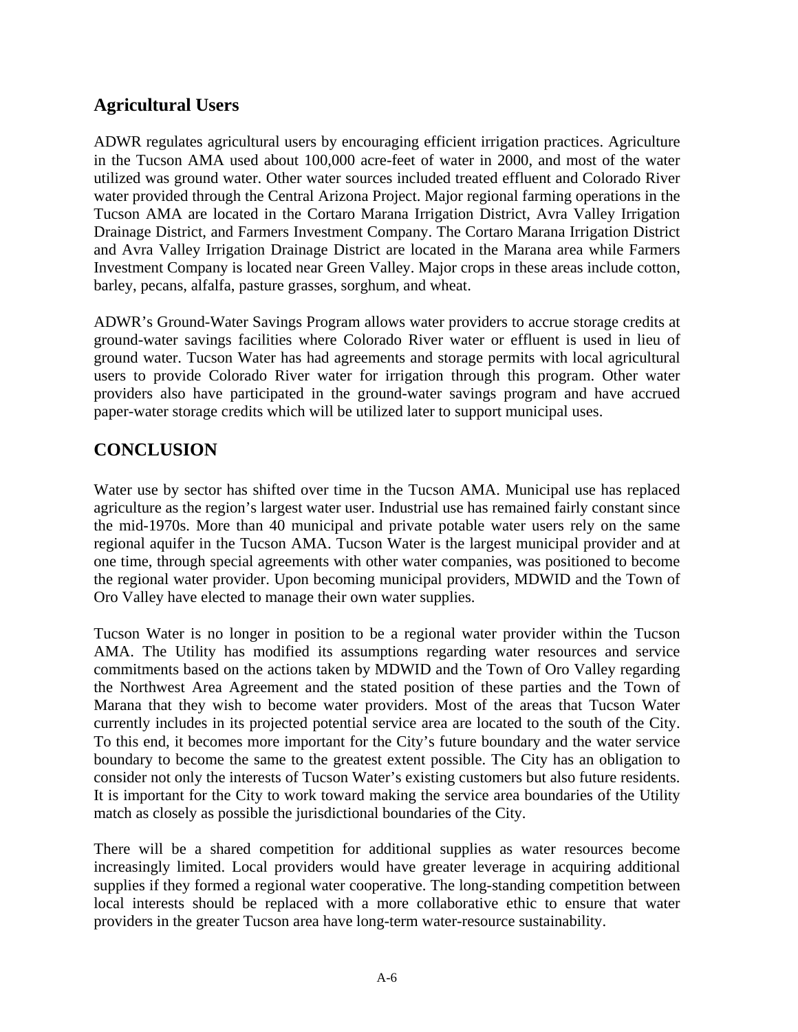## Agricultural Users

ADWR regulates agricultural users by encouraging efficient irrigation practices. Agriculture in the Tucson AMA used about 100,000 acre-feet of water in 2000, and most of the water utilized was ground water. Other water sources included treated effluent and Colorado River water provided through the Central Arizona Project. Major regional farming operations in the Tucson AMA are located in the Cortaro Marana Irrigation District, Avra Valley Irrigation Drainage District, and Farmers Investment Company. The Cortaro Marana Irrigation District and Avra Valley Irrigation Drainage District are located in the Marana area while Farmers Investment Company is located near Green Valley. Major crops in these areas include cotton, barley, pecans, alfalfa, pasture grasses, sorghum, and wheat.

ADWR's Ground-Water Savings Program allows water providers to accrue storage credits at ground-water savings facilities where Colorado River water or effluent is used in lieu of ground water. Tucson Water has had agreements and storage permits with local agricultural users to provide Colorado River water for irrigation through this program. Other water providers also have participated in the ground-water savings program and have accrued paper-water storage credits which will be utilized later to support municipal uses.

## CONCLUSION

Water use by sector has shifted over time in the Tucson AMA. Municipal use has replaced agriculture as the region's largest water user. Industrial use has remained fairly constant since the mid-1970s. More than 40 municipal and private potable water users rely on the same regional aquifer in the Tucson AMA. Tucson Water is the largest municipal provider and at one time, through special agreements with other water companies, was positioned to become the regional water provider. Upon becoming municipal providers, MDWID and the Town of Oro Valley have elected to manage their own water supplies.

Tucson Water is no longer in position to be a regional water provider within the Tucson AMA. The Utility has modified its assumptions regarding water resources and service commitments based on the actions taken by MDWID and the Town of Oro Valley regarding the Northwest Area Agreement and the stated position of these parties and the Town of Marana that they wish to become water providers. Most of the areas that Tucson Water currently includes in its projected potential service area are located to the south of the City. To this end, it becomes more important for the City's future boundary and the water service boundary to become the same to the greatest extent possible. The City has an obligation to consider not only the interests of Tucson Water's existing customers but also future residents. It is important for the City to work toward making the service area boundaries of the Utility match as closely as possible the jurisdictional boundaries of the City.

There will be a shared competition for additional supplies as water resources become increasingly limited. Local providers would have greater leverage in acquiring additional supplies if they formed a regional water cooperative. The long-standing competition between local interests should be replaced with a more collaborative ethic to ensure that water providers in the greater Tucson area have long-term water-resource sustainability.